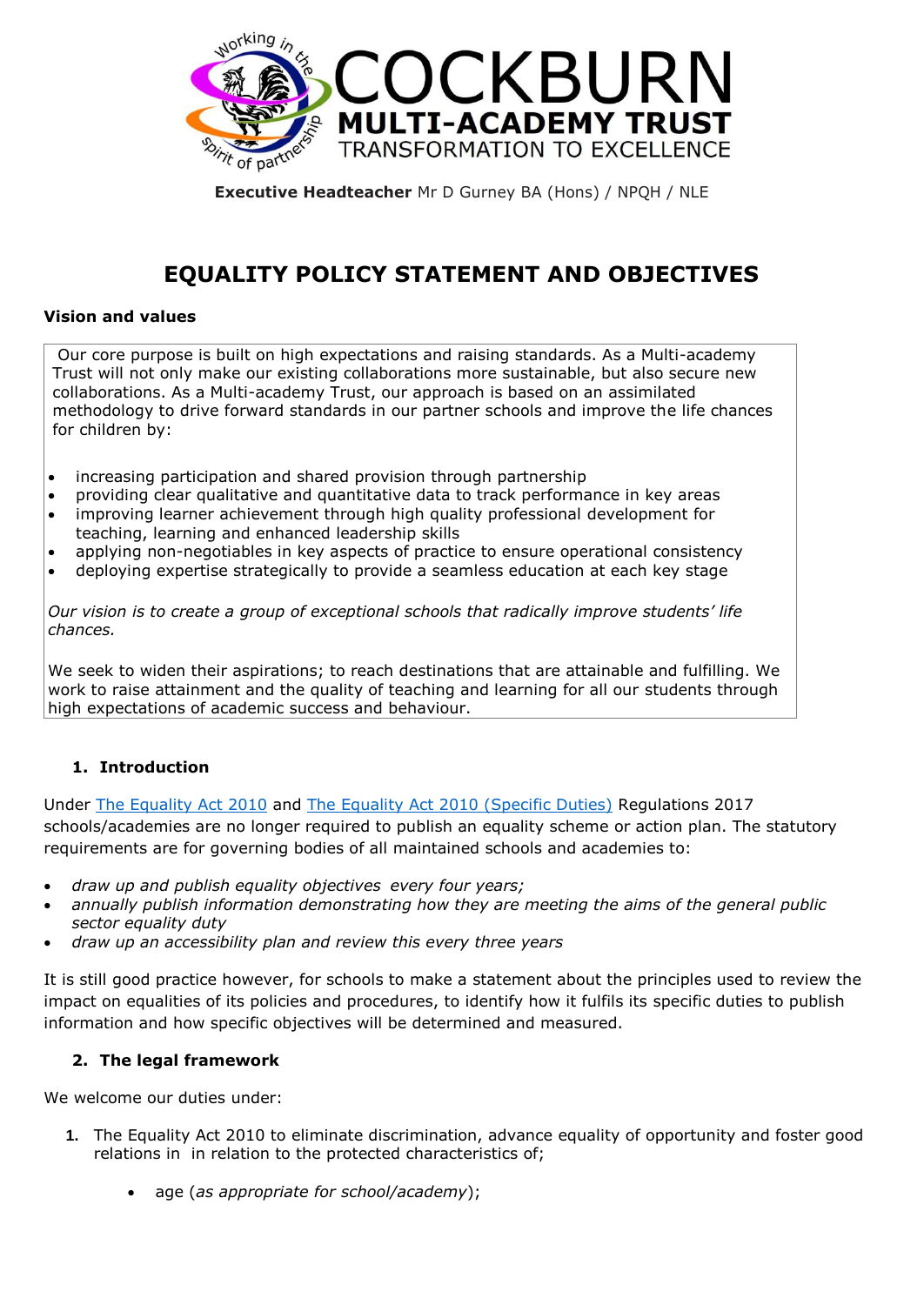# COCKBURN MULTI-ACADEMY TRUST

TRANSFORMATION TO EXCELLENCE

**Executive Headteacher** Mr D Gurney BA (Hons) / NPQH / NLE

# EQUALITY POLICY STATEMENT AND OBJECTIVES

**Vision and values**

Our core purpose is built on high expectations and raising standards. As a Multi-academy Trust will not only make our existing collaborations more sustainable, but also secure new collaborations. As a Multi-academy Trust, our approach is based on an assimilated methodology to drive forward standards in our partner schools and improve the life chances for children by:

- increasing participation and shared provision through partnership
- providing clear qualitative and quantitative data to track performance in key areas
- improving learner achievement through high quality professional development for teaching, learning and enhanced leadership skills
- applying non-negotiables in key aspects of practice to ensure operational consistency
- deploying expertise strategically to provide a seamless education at each key stage

*Our vision is to create a group of exceptional schools that radically improve students' life chances.*

We seek to widen their aspirations; to reach destinations that are attainable and fulfilling. We work to raise attainment and the quality of teaching and learning for all our students through high expectations of academic success and behaviour.

## 1. Introduction

Under The Equality Act 2010 and The Equality Act 2010 (Specific Duties) Regulations 2017 schools/academies are no longer required to publish an equality scheme or action plan. The statutory requirements are for governing bodies of all maintained schools and academies to:

- *draw up and publish equality objectives every four years;*
- *annually publish information demonstrating how they are meeting the aims of the general public sector equality duty*
- *draw up an accessibility plan and review this every three years*

It is still good practice however, for schools to make a statement about the principles used to review the impact on equalities of its policies and procedures, to identify how it fulfils its specific duties to publish information and how specific objectives will be determined and measured.

## 2. The legal framework

We welcome our duties under:

1. The Equality Act 2010 to eliminate discrimination, advance equality of opportunity and foster good relations in in relation to the protected characteristics of;
    - age (*as appropriate for school/academy*);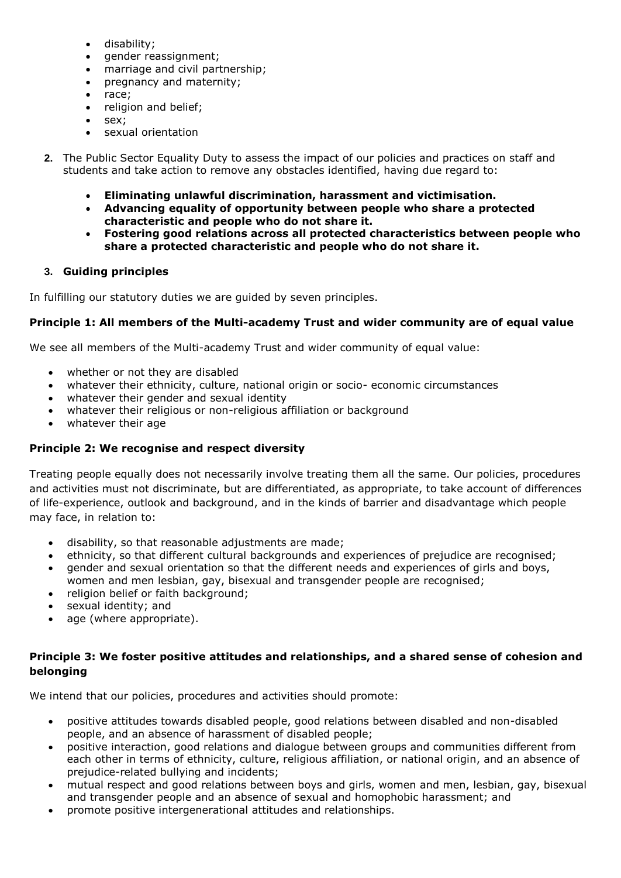- disability;
- gender reassignment;
- marriage and civil partnership;
- pregnancy and maternity;
- race;
- religion and belief;
- sex;
- sexual orientation

2. The Public Sector Equality Duty to assess the impact of our policies and practices on staff and students and take action to remove any obstacles identified, having due regard to:

    - **Eliminating unlawful discrimination, harassment and victimisation.**
    - **Advancing equality of opportunity between people who share a protected characteristic and people who do not share it.**
    - **Fostering good relations across all protected characteristics between people who share a protected characteristic and people who do not share it.**

3. **Guiding principles**

In fulfilling our statutory duties we are guided by seven principles.

**Principle 1: All members of the Multi-academy Trust and wider community are of equal value**

We see all members of the Multi-academy Trust and wider community of equal value:

- whether or not they are disabled
- whatever their ethnicity, culture, national origin or socio- economic circumstances
- whatever their gender and sexual identity
- whatever their religious or non-religious affiliation or background
- whatever their age

**Principle 2: We recognise and respect diversity**

Treating people equally does not necessarily involve treating them all the same. Our policies, procedures and activities must not discriminate, but are differentiated, as appropriate, to take account of differences of life-experience, outlook and background, and in the kinds of barrier and disadvantage which people may face, in relation to:

- disability, so that reasonable adjustments are made;
- ethnicity, so that different cultural backgrounds and experiences of prejudice are recognised;
- gender and sexual orientation so that the different needs and experiences of girls and boys, women and men lesbian, gay, bisexual and transgender people are recognised;
- religion belief or faith background;
- sexual identity; and
- age (where appropriate).

**Principle 3: We foster positive attitudes and relationships, and a shared sense of cohesion and belonging**

We intend that our policies, procedures and activities should promote:

- positive attitudes towards disabled people, good relations between disabled and non-disabled people, and an absence of harassment of disabled people;
- positive interaction, good relations and dialogue between groups and communities different from each other in terms of ethnicity, culture, religious affiliation, or national origin, and an absence of prejudice-related bullying and incidents;
- mutual respect and good relations between boys and girls, women and men, lesbian, gay, bisexual and transgender people and an absence of sexual and homophobic harassment; and
- promote positive intergenerational attitudes and relationships.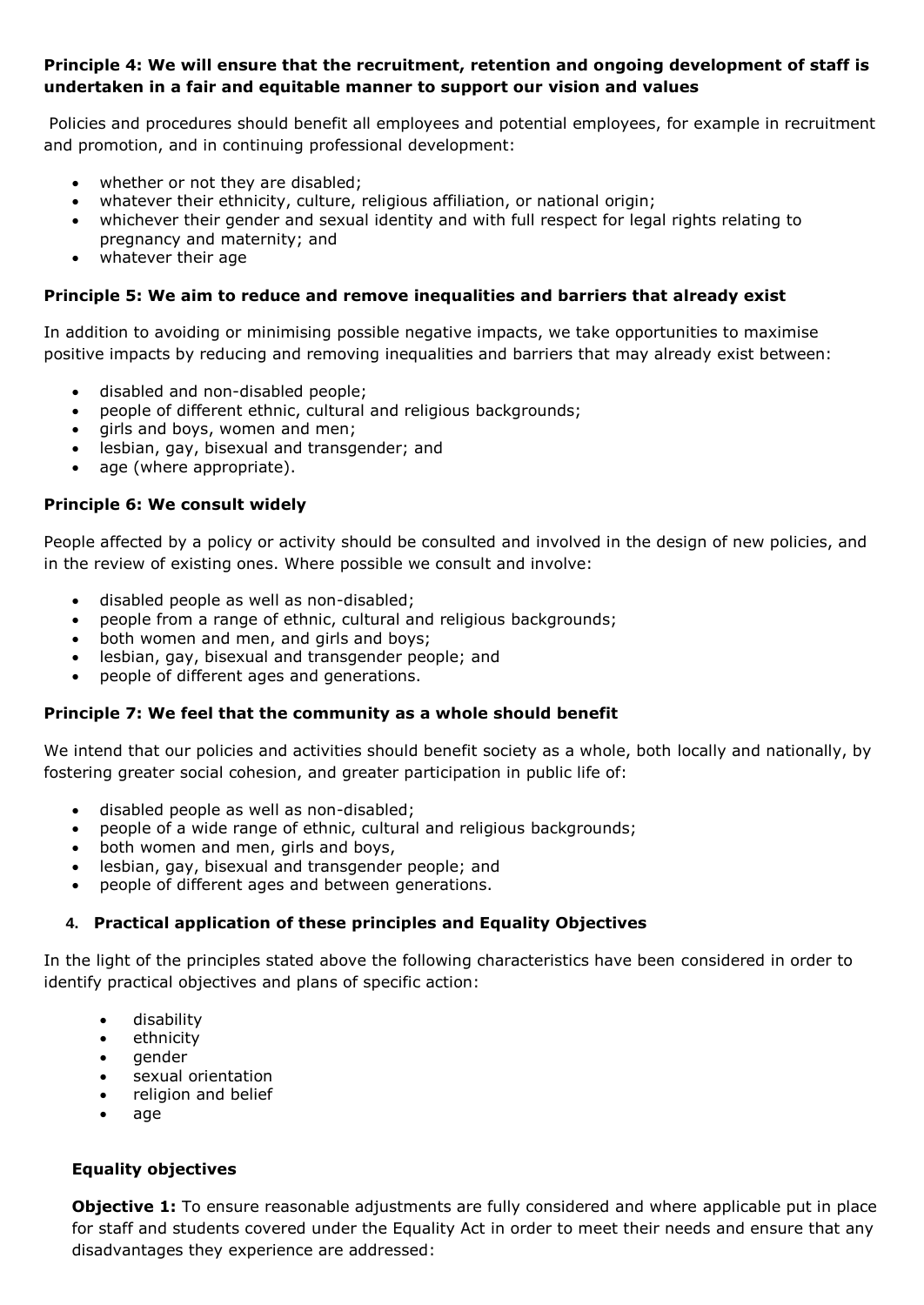**Principle 4: We will ensure that the recruitment, retention and ongoing development of staff is undertaken in a fair and equitable manner to support our vision and values**

Policies and procedures should benefit all employees and potential employees, for example in recruitment and promotion, and in continuing professional development:

- whether or not they are disabled;
- whatever their ethnicity, culture, religious affiliation, or national origin;
- whichever their gender and sexual identity and with full respect for legal rights relating to pregnancy and maternity; and
- whatever their age

**Principle 5: We aim to reduce and remove inequalities and barriers that already exist**

In addition to avoiding or minimising possible negative impacts, we take opportunities to maximise positive impacts by reducing and removing inequalities and barriers that may already exist between:

- disabled and non-disabled people;
- people of different ethnic, cultural and religious backgrounds;
- girls and boys, women and men;
- lesbian, gay, bisexual and transgender; and
- age (where appropriate).

**Principle 6: We consult widely**

People affected by a policy or activity should be consulted and involved in the design of new policies, and in the review of existing ones. Where possible we consult and involve:

- disabled people as well as non-disabled;
- people from a range of ethnic, cultural and religious backgrounds;
- both women and men, and girls and boys;
- lesbian, gay, bisexual and transgender people; and
- people of different ages and generations.

**Principle 7: We feel that the community as a whole should benefit**

We intend that our policies and activities should benefit society as a whole, both locally and nationally, by fostering greater social cohesion, and greater participation in public life of:

- disabled people as well as non-disabled;
- people of a wide range of ethnic, cultural and religious backgrounds;
- both women and men, girls and boys,
- lesbian, gay, bisexual and transgender people; and
- people of different ages and between generations.

## 4. Practical application of these principles and Equality Objectives

In the light of the principles stated above the following characteristics have been considered in order to identify practical objectives and plans of specific action:

- disability
- ethnicity
- gender
- sexual orientation
- religion and belief
- age

### Equality objectives

**Objective 1:** To ensure reasonable adjustments are fully considered and where applicable put in place for staff and students covered under the Equality Act in order to meet their needs and ensure that any disadvantages they experience are addressed: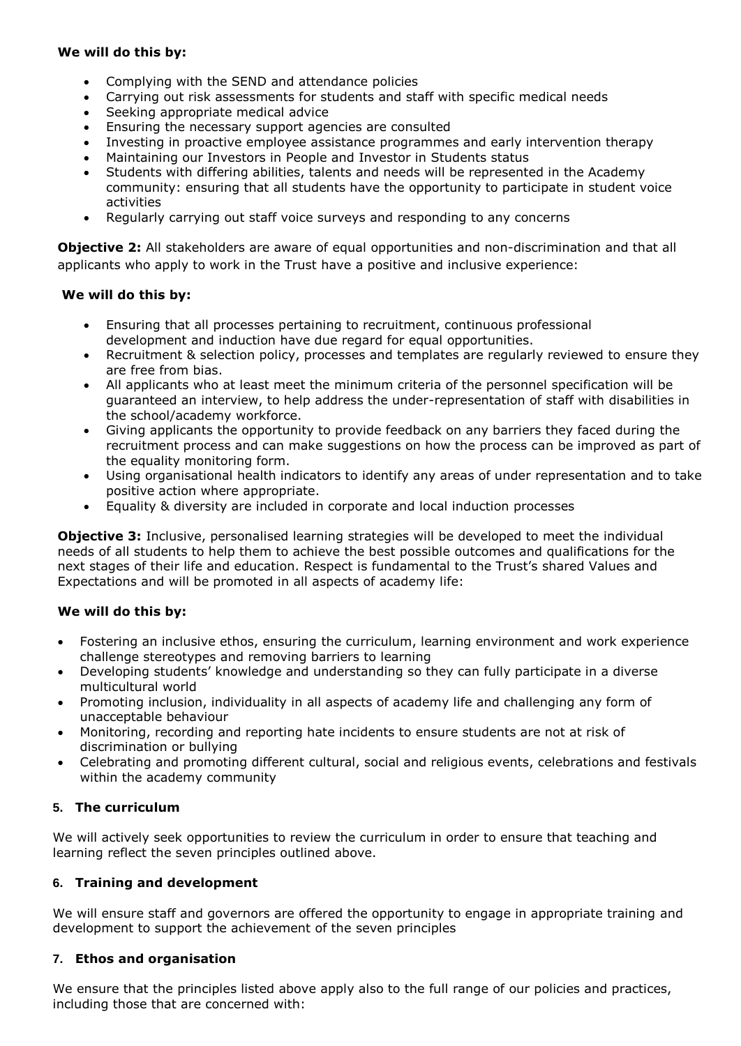**We will do this by:**

- Complying with the SEND and attendance policies
- Carrying out risk assessments for students and staff with specific medical needs
- Seeking appropriate medical advice
- Ensuring the necessary support agencies are consulted
- Investing in proactive employee assistance programmes and early intervention therapy
- Maintaining our Investors in People and Investor in Students status
- Students with differing abilities, talents and needs will be represented in the Academy community: ensuring that all students have the opportunity to participate in student voice activities
- Regularly carrying out staff voice surveys and responding to any concerns

**Objective 2:** All stakeholders are aware of equal opportunities and non-discrimination and that all applicants who apply to work in the Trust have a positive and inclusive experience:

**We will do this by:**

- Ensuring that all processes pertaining to recruitment, continuous professional development and induction have due regard for equal opportunities.
- Recruitment & selection policy, processes and templates are regularly reviewed to ensure they are free from bias.
- All applicants who at least meet the minimum criteria of the personnel specification will be guaranteed an interview, to help address the under-representation of staff with disabilities in the school/academy workforce.
- Giving applicants the opportunity to provide feedback on any barriers they faced during the recruitment process and can make suggestions on how the process can be improved as part of the equality monitoring form.
- Using organisational health indicators to identify any areas of under representation and to take positive action where appropriate.
- Equality & diversity are included in corporate and local induction processes

**Objective 3:** Inclusive, personalised learning strategies will be developed to meet the individual needs of all students to help them to achieve the best possible outcomes and qualifications for the next stages of their life and education. Respect is fundamental to the Trust's shared Values and Expectations and will be promoted in all aspects of academy life:

**We will do this by:**

- Fostering an inclusive ethos, ensuring the curriculum, learning environment and work experience challenge stereotypes and removing barriers to learning
- Developing students' knowledge and understanding so they can fully participate in a diverse multicultural world
- Promoting inclusion, individuality in all aspects of academy life and challenging any form of unacceptable behaviour
- Monitoring, recording and reporting hate incidents to ensure students are not at risk of discrimination or bullying
- Celebrating and promoting different cultural, social and religious events, celebrations and festivals within the academy community

## 5. The curriculum

We will actively seek opportunities to review the curriculum in order to ensure that teaching and learning reflect the seven principles outlined above.

## 6. Training and development

We will ensure staff and governors are offered the opportunity to engage in appropriate training and development to support the achievement of the seven principles

## 7. Ethos and organisation

We ensure that the principles listed above apply also to the full range of our policies and practices, including those that are concerned with: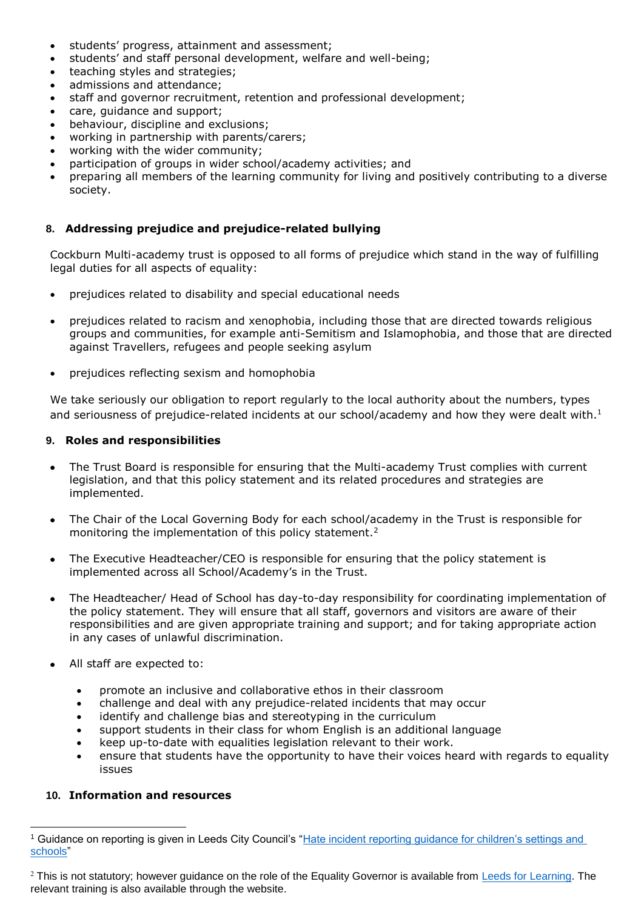- students' progress, attainment and assessment;
- students' and staff personal development, welfare and well-being;
- teaching styles and strategies;
- admissions and attendance;
- staff and governor recruitment, retention and professional development;
- care, guidance and support;
- behaviour, discipline and exclusions;
- working in partnership with parents/carers;
- working with the wider community;
- participation of groups in wider school/academy activities; and
- preparing all members of the learning community for living and positively contributing to a diverse society.

## 8. Addressing prejudice and prejudice-related bullying

Cockburn Multi-academy trust is opposed to all forms of prejudice which stand in the way of fulfilling legal duties for all aspects of equality:

- prejudices related to disability and special educational needs
- prejudices related to racism and xenophobia, including those that are directed towards religious groups and communities, for example anti-Semitism and Islamophobia, and those that are directed against Travellers, refugees and people seeking asylum
- prejudices reflecting sexism and homophobia

We take seriously our obligation to report regularly to the local authority about the numbers, types and seriousness of prejudice-related incidents at our school/academy and how they were dealt with.[1]

## 9. Roles and responsibilities

- The Trust Board is responsible for ensuring that the Multi-academy Trust complies with current legislation, and that this policy statement and its related procedures and strategies are implemented.
- The Chair of the Local Governing Body for each school/academy in the Trust is responsible for monitoring the implementation of this policy statement.[2]
- The Executive Headteacher/CEO is responsible for ensuring that the policy statement is implemented across all School/Academy's in the Trust.
- The Headteacher/ Head of School has day-to-day responsibility for coordinating implementation of the policy statement. They will ensure that all staff, governors and visitors are aware of their responsibilities and are given appropriate training and support; and for taking appropriate action in any cases of unlawful discrimination.
- All staff are expected to:
  - promote an inclusive and collaborative ethos in their classroom
  - challenge and deal with any prejudice-related incidents that may occur
  - identify and challenge bias and stereotyping in the curriculum
  - support students in their class for whom English is an additional language
  - keep up-to-date with equalities legislation relevant to their work.
  - ensure that students have the opportunity to have their voices heard with regards to equality issues

## 10. Information and resources

---

[1] Guidance on reporting is given in Leeds City Council's "Hate incident reporting guidance for children's settings and schools"

[2] This is not statutory; however guidance on the role of the Equality Governor is available from Leeds for Learning. The relevant training is also available through the website.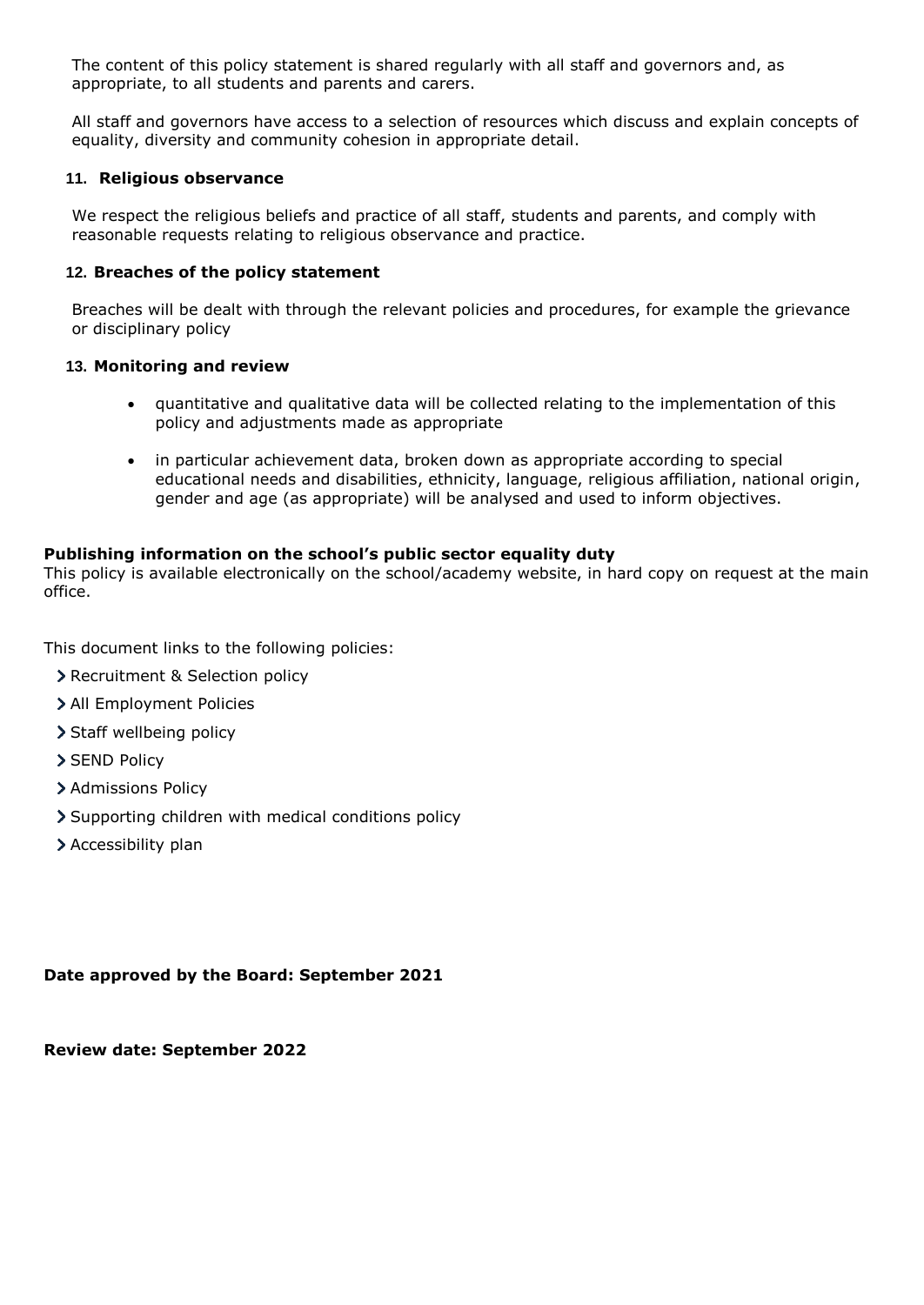The content of this policy statement is shared regularly with all staff and governors and, as appropriate, to all students and parents and carers.

All staff and governors have access to a selection of resources which discuss and explain concepts of equality, diversity and community cohesion in appropriate detail.

### 11. Religious observance

We respect the religious beliefs and practice of all staff, students and parents, and comply with reasonable requests relating to religious observance and practice.

### 12. Breaches of the policy statement

Breaches will be dealt with through the relevant policies and procedures, for example the grievance or disciplinary policy

### 13. Monitoring and review

- quantitative and qualitative data will be collected relating to the implementation of this policy and adjustments made as appropriate
- in particular achievement data, broken down as appropriate according to special educational needs and disabilities, ethnicity, language, religious affiliation, national origin, gender and age (as appropriate) will be analysed and used to inform objectives.

**Publishing information on the school's public sector equality duty**
This policy is available electronically on the school/academy website, in hard copy on request at the main office.

This document links to the following policies:

- Recruitment & Selection policy
- All Employment Policies
- Staff wellbeing policy
- SEND Policy
- Admissions Policy
- Supporting children with medical conditions policy
- Accessibility plan

**Date approved by the Board: September 2021**

**Review date: September 2022**